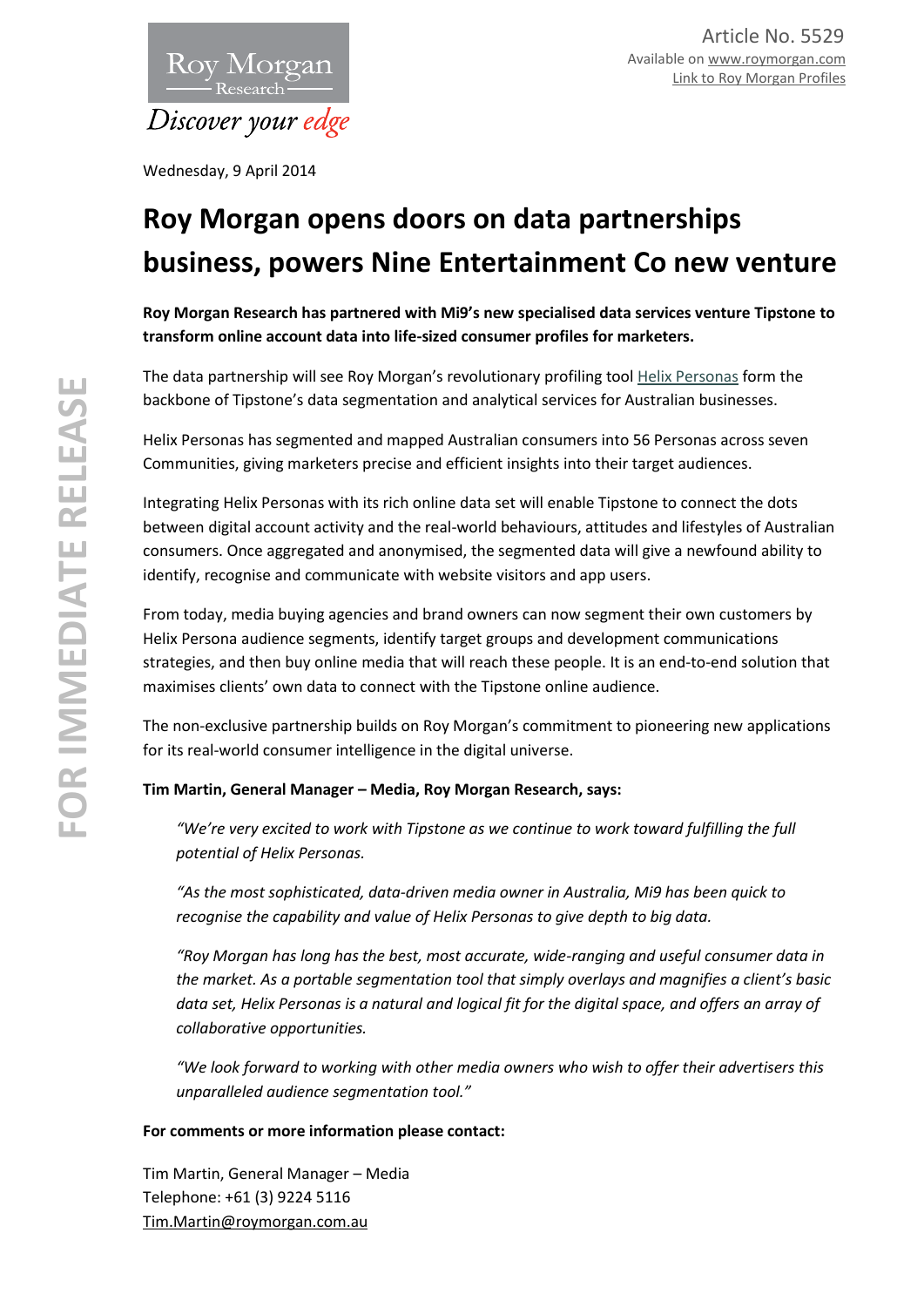Article No. 5529
Available on www.roymorgan.com
Link to Roy Morgan Profiles

Wednesday, 9 April 2014

# Roy Morgan opens doors on data partnerships business, powers Nine Entertainment Co new venture

**Roy Morgan Research has partnered with Mi9's new specialised data services venture Tipstone to transform online account data into life-sized consumer profiles for marketers.**

The data partnership will see Roy Morgan's revolutionary profiling tool Helix Personas form the backbone of Tipstone's data segmentation and analytical services for Australian businesses.

Helix Personas has segmented and mapped Australian consumers into 56 Personas across seven Communities, giving marketers precise and efficient insights into their target audiences.

Integrating Helix Personas with its rich online data set will enable Tipstone to connect the dots between digital account activity and the real-world behaviours, attitudes and lifestyles of Australian consumers. Once aggregated and anonymised, the segmented data will give a newfound ability to identify, recognise and communicate with website visitors and app users.

From today, media buying agencies and brand owners can now segment their own customers by Helix Persona audience segments, identify target groups and development communications strategies, and then buy online media that will reach these people. It is an end-to-end solution that maximises clients' own data to connect with the Tipstone online audience.

The non-exclusive partnership builds on Roy Morgan's commitment to pioneering new applications for its real-world consumer intelligence in the digital universe.

**Tim Martin, General Manager – Media, Roy Morgan Research, says:**

*"We're very excited to work with Tipstone as we continue to work toward fulfilling the full potential of Helix Personas.*

*"As the most sophisticated, data-driven media owner in Australia, Mi9 has been quick to recognise the capability and value of Helix Personas to give depth to big data.*

*"Roy Morgan has long has the best, most accurate, wide-ranging and useful consumer data in the market. As a portable segmentation tool that simply overlays and magnifies a client's basic data set, Helix Personas is a natural and logical fit for the digital space, and offers an array of collaborative opportunities.*

*"We look forward to working with other media owners who wish to offer their advertisers this unparalleled audience segmentation tool."*

**For comments or more information please contact:**

Tim Martin, General Manager – Media
Telephone: +61 (3) 9224 5116
Tim.Martin@roymorgan.com.au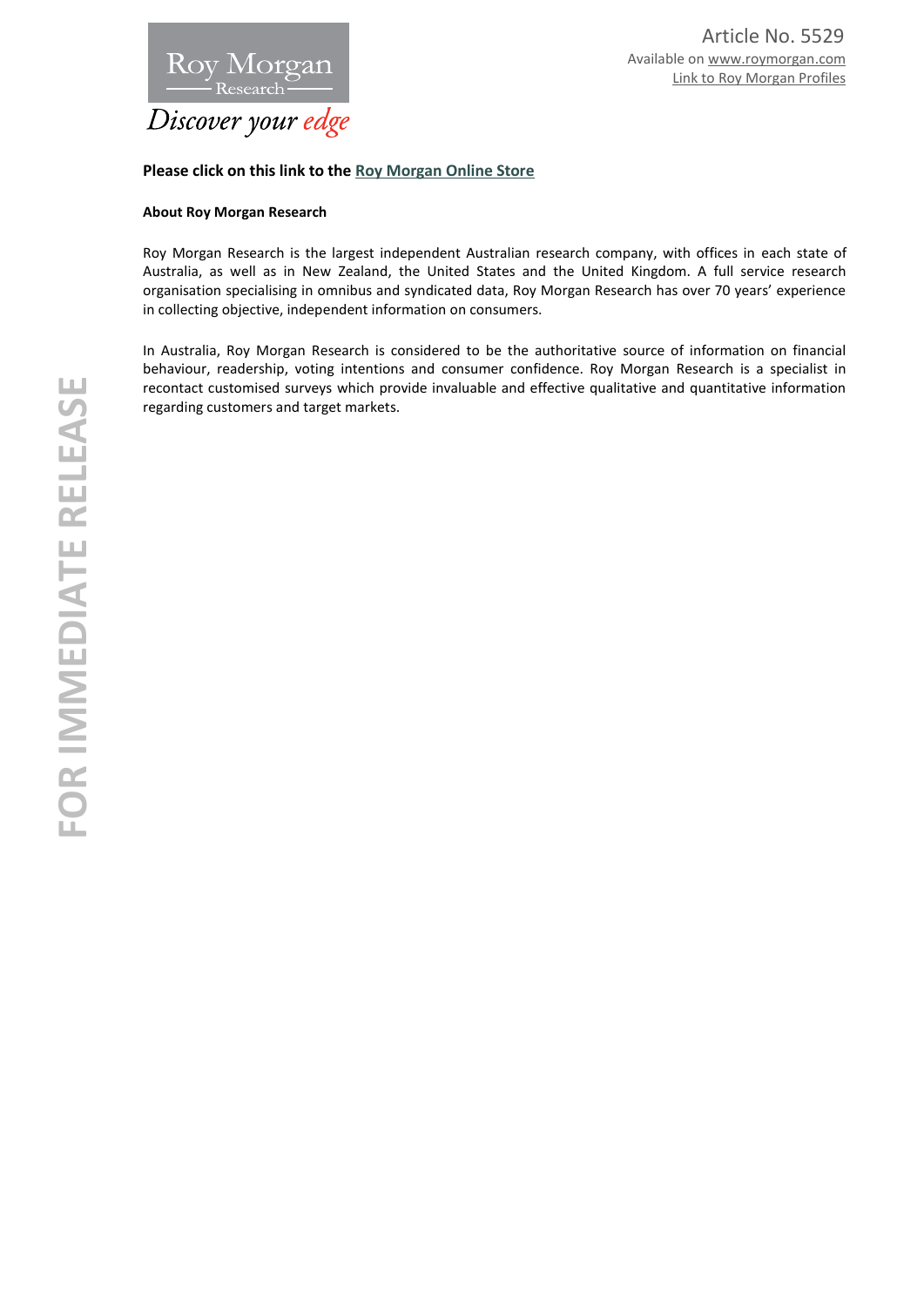Article No. 5529
Available on www.roymorgan.com
Link to Roy Morgan Profiles

**Please click on this link to the Roy Morgan Online Store**

**About Roy Morgan Research**

Roy Morgan Research is the largest independent Australian research company, with offices in each state of Australia, as well as in New Zealand, the United States and the United Kingdom. A full service research organisation specialising in omnibus and syndicated data, Roy Morgan Research has over 70 years' experience in collecting objective, independent information on consumers.

In Australia, Roy Morgan Research is considered to be the authoritative source of information on financial behaviour, readership, voting intentions and consumer confidence. Roy Morgan Research is a specialist in recontact customised surveys which provide invaluable and effective qualitative and quantitative information regarding customers and target markets.